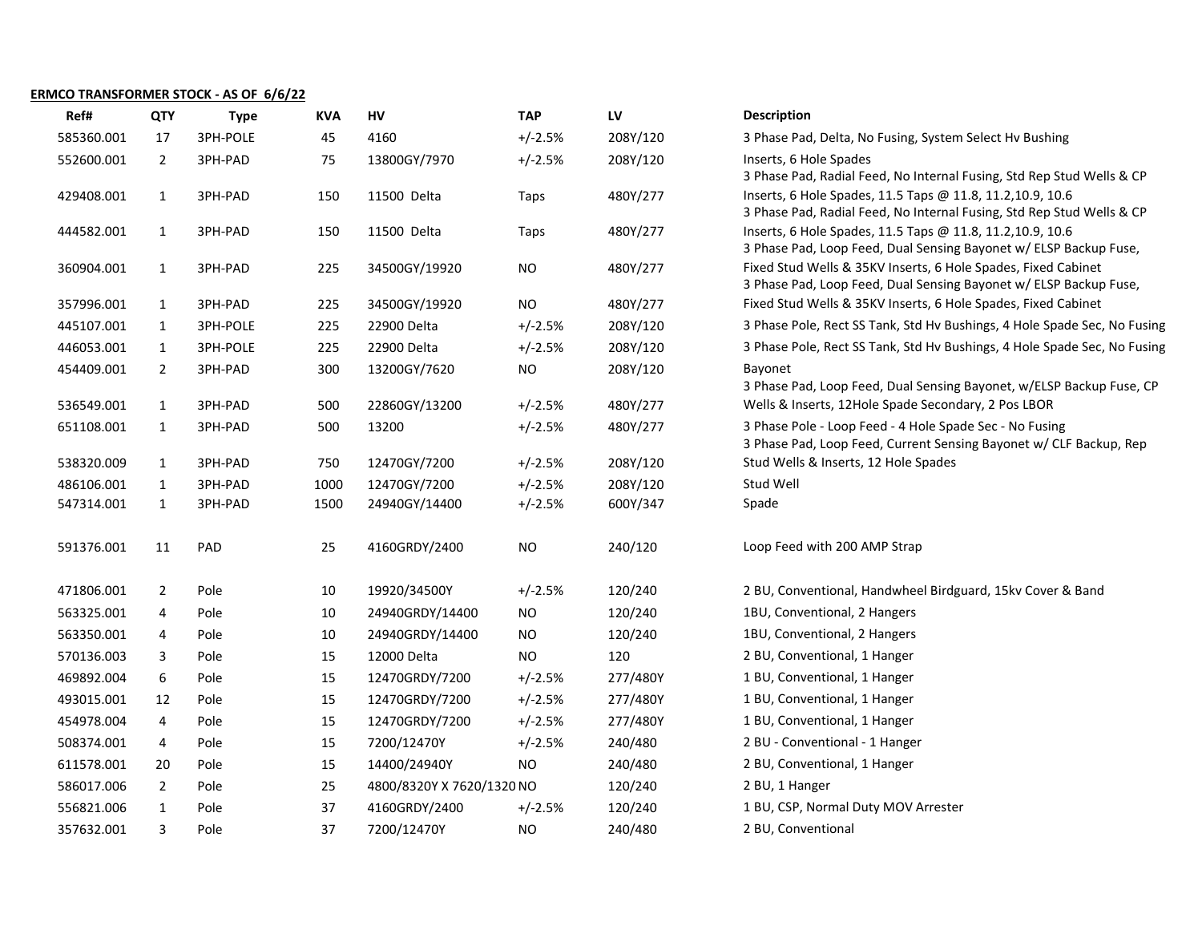**ERMCO TRANSFORMER STOCK - AS OF 6/6/22**

| Ref# | QTY | Type | KVA | HV | TAP | LV | Description |
|---|---|---|---|---|---|---|---|
| 585360.001 | 17 | 3PH-POLE | 45 | 4160 | +/-2.5% | 208Y/120 | 3 Phase Pad, Delta, No Fusing, System Select Hv Bushing |
| 552600.001 | 2 | 3PH-PAD | 75 | 13800GY/7970 | +/-2.5% | 208Y/120 | Inserts, 6 Hole Spades |
| 429408.001 | 1 | 3PH-PAD | 150 | 11500 Delta | Taps | 480Y/277 | 3 Phase Pad, Radial Feed, No Internal Fusing, Std Rep Stud Wells & CP Inserts, 6 Hole Spades, 11.5 Taps @ 11.8, 11.2,10.9, 10.6 |
| 444582.001 | 1 | 3PH-PAD | 150 | 11500 Delta | Taps | 480Y/277 | 3 Phase Pad, Radial Feed, No Internal Fusing, Std Rep Stud Wells & CP Inserts, 6 Hole Spades, 11.5 Taps @ 11.8, 11.2,10.9, 10.6 |
| 360904.001 | 1 | 3PH-PAD | 225 | 34500GY/19920 | NO | 480Y/277 | 3 Phase Pad, Loop Feed, Dual Sensing Bayonet w/ ELSP Backup Fuse, Fixed Stud Wells & 35KV Inserts, 6 Hole Spades, Fixed Cabinet |
| 357996.001 | 1 | 3PH-PAD | 225 | 34500GY/19920 | NO | 480Y/277 | 3 Phase Pad, Loop Feed, Dual Sensing Bayonet w/ ELSP Backup Fuse, Fixed Stud Wells & 35KV Inserts, 6 Hole Spades, Fixed Cabinet |
| 445107.001 | 1 | 3PH-POLE | 225 | 22900 Delta | +/-2.5% | 208Y/120 | 3 Phase Pole, Rect SS Tank, Std Hv Bushings, 4 Hole Spade Sec, No Fusing |
| 446053.001 | 1 | 3PH-POLE | 225 | 22900 Delta | +/-2.5% | 208Y/120 | 3 Phase Pole, Rect SS Tank, Std Hv Bushings, 4 Hole Spade Sec, No Fusing |
| 454409.001 | 2 | 3PH-PAD | 300 | 13200GY/7620 | NO | 208Y/120 | Bayonet |
| 536549.001 | 1 | 3PH-PAD | 500 | 22860GY/13200 | +/-2.5% | 480Y/277 | 3 Phase Pad, Loop Feed, Dual Sensing Bayonet, w/ELSP Backup Fuse, CP Wells & Inserts, 12Hole Spade Secondary, 2 Pos LBOR |
| 651108.001 | 1 | 3PH-PAD | 500 | 13200 | +/-2.5% | 480Y/277 | 3 Phase Pole - Loop Feed - 4 Hole Spade Sec - No Fusing |
| 538320.009 | 1 | 3PH-PAD | 750 | 12470GY/7200 | +/-2.5% | 208Y/120 | 3 Phase Pad, Loop Feed, Current Sensing Bayonet w/ CLF Backup, Rep Stud Wells & Inserts, 12 Hole Spades |
| 486106.001 | 1 | 3PH-PAD | 1000 | 12470GY/7200 | +/-2.5% | 208Y/120 | Stud Well |
| 547314.001 | 1 | 3PH-PAD | 1500 | 24940GY/14400 | +/-2.5% | 600Y/347 | Spade |
| 591376.001 | 11 | PAD | 25 | 4160GRDY/2400 | NO | 240/120 | Loop Feed with 200 AMP Strap |
| 471806.001 | 2 | Pole | 10 | 19920/34500Y | +/-2.5% | 120/240 | 2 BU, Conventional, Handwheel Birdguard, 15kv Cover & Band |
| 563325.001 | 4 | Pole | 10 | 24940GRDY/14400 | NO | 120/240 | 1BU, Conventional, 2 Hangers |
| 563350.001 | 4 | Pole | 10 | 24940GRDY/14400 | NO | 120/240 | 1BU, Conventional, 2 Hangers |
| 570136.003 | 3 | Pole | 15 | 12000 Delta | NO | 120 | 2 BU, Conventional, 1 Hanger |
| 469892.004 | 6 | Pole | 15 | 12470GRDY/7200 | +/-2.5% | 277/480Y | 1 BU, Conventional, 1 Hanger |
| 493015.001 | 12 | Pole | 15 | 12470GRDY/7200 | +/-2.5% | 277/480Y | 1 BU, Conventional, 1 Hanger |
| 454978.004 | 4 | Pole | 15 | 12470GRDY/7200 | +/-2.5% | 277/480Y | 1 BU, Conventional, 1 Hanger |
| 508374.001 | 4 | Pole | 15 | 7200/12470Y | +/-2.5% | 240/480 | 2 BU - Conventional - 1 Hanger |
| 611578.001 | 20 | Pole | 15 | 14400/24940Y | NO | 240/480 | 2 BU, Conventional, 1 Hanger |
| 586017.006 | 2 | Pole | 25 | 4800/8320Y X 7620/1320 | NO | 120/240 | 2 BU, 1 Hanger |
| 556821.006 | 1 | Pole | 37 | 4160GRDY/2400 | +/-2.5% | 120/240 | 1 BU, CSP, Normal Duty MOV Arrester |
| 357632.001 | 3 | Pole | 37 | 7200/12470Y | NO | 240/480 | 2 BU, Conventional |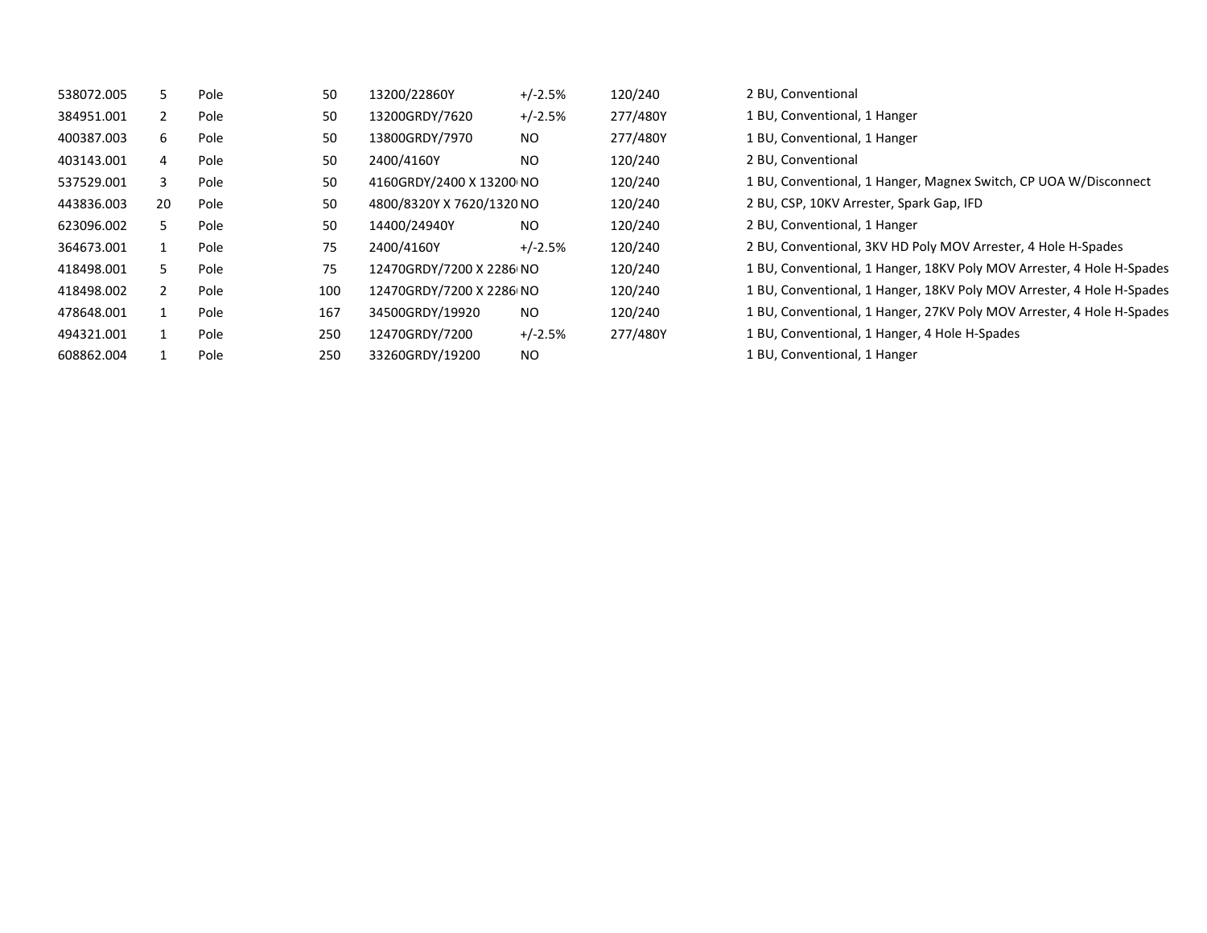| | | | | | | | |
|---|---|---|---|---|---|---|---|
| 538072.005 | 5 | Pole | 50 | 13200/22860Y | +/-2.5% | 120/240 | 2 BU, Conventional |
| 384951.001 | 2 | Pole | 50 | 13200GRDY/7620 | +/-2.5% | 277/480Y | 1 BU, Conventional, 1 Hanger |
| 400387.003 | 6 | Pole | 50 | 13800GRDY/7970 | NO | 277/480Y | 1 BU, Conventional, 1 Hanger |
| 403143.001 | 4 | Pole | 50 | 2400/4160Y | NO | 120/240 | 2 BU, Conventional |
| 537529.001 | 3 | Pole | 50 | 4160GRDY/2400 X 13200 | NO | 120/240 | 1 BU, Conventional, 1 Hanger, Magnex Switch, CP UOA W/Disconnect |
| 443836.003 | 20 | Pole | 50 | 4800/8320Y X 7620/1320 | NO | 120/240 | 2 BU, CSP, 10KV Arrester, Spark Gap, IFD |
| 623096.002 | 5 | Pole | 50 | 14400/24940Y | NO | 120/240 | 2 BU, Conventional, 1 Hanger |
| 364673.001 | 1 | Pole | 75 | 2400/4160Y | +/-2.5% | 120/240 | 2 BU, Conventional, 3KV HD Poly MOV Arrester, 4 Hole H-Spades |
| 418498.001 | 5 | Pole | 75 | 12470GRDY/7200 X 2286 | NO | 120/240 | 1 BU, Conventional, 1 Hanger, 18KV Poly MOV Arrester, 4 Hole H-Spades |
| 418498.002 | 2 | Pole | 100 | 12470GRDY/7200 X 2286 | NO | 120/240 | 1 BU, Conventional, 1 Hanger, 18KV Poly MOV Arrester, 4 Hole H-Spades |
| 478648.001 | 1 | Pole | 167 | 34500GRDY/19920 | NO | 120/240 | 1 BU, Conventional, 1 Hanger, 27KV Poly MOV Arrester, 4 Hole H-Spades |
| 494321.001 | 1 | Pole | 250 | 12470GRDY/7200 | +/-2.5% | 277/480Y | 1 BU, Conventional, 1 Hanger, 4 Hole H-Spades |
| 608862.004 | 1 | Pole | 250 | 33260GRDY/19200 | NO | | 1 BU, Conventional, 1 Hanger |